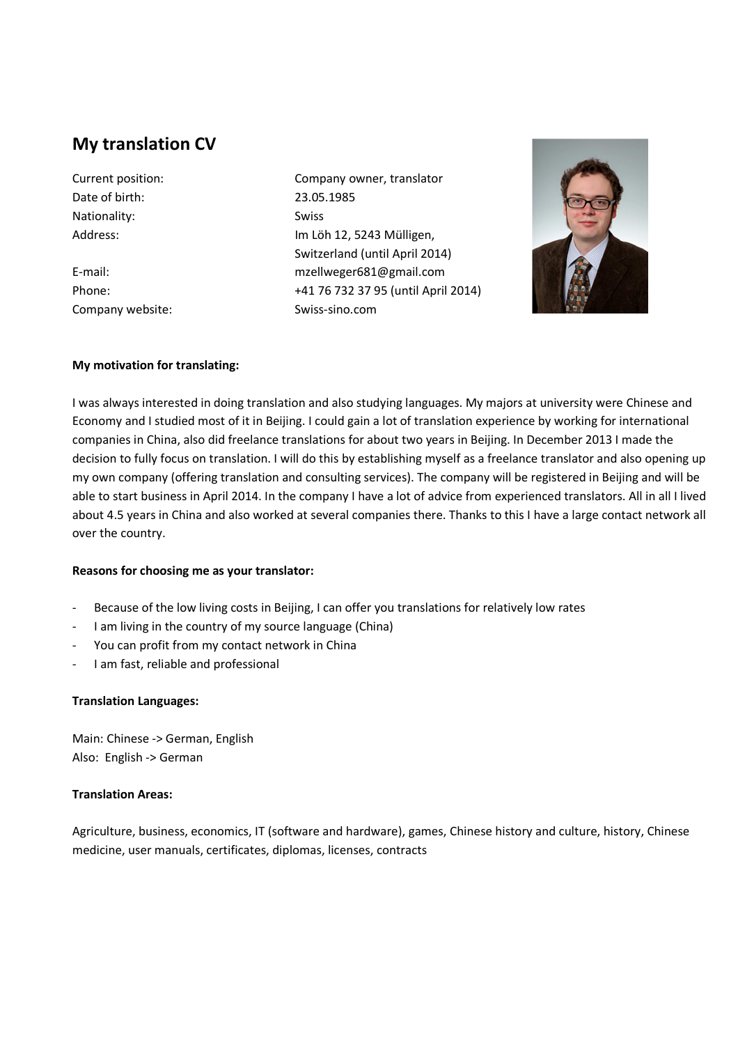# My translation CV

| | |
|---|---|
| Current position: | Company owner, translator |
| Date of birth: | 23.05.1985 |
| Nationality: | Swiss |
| Address: | Im Löh 12, 5243 Mülligen, Switzerland (until April 2014) |
| E-mail: | mzellweger681@gmail.com |
| Phone: | +41 76 732 37 95 (until April 2014) |
| Company website: | Swiss-sino.com |

**My motivation for translating:**

I was always interested in doing translation and also studying languages. My majors at university were Chinese and Economy and I studied most of it in Beijing. I could gain a lot of translation experience by working for international companies in China, also did freelance translations for about two years in Beijing. In December 2013 I made the decision to fully focus on translation. I will do this by establishing myself as a freelance translator and also opening up my own company (offering translation and consulting services). The company will be registered in Beijing and will be able to start business in April 2014. In the company I have a lot of advice from experienced translators. All in all I lived about 4.5 years in China and also worked at several companies there. Thanks to this I have a large contact network all over the country.

**Reasons for choosing me as your translator:**

- Because of the low living costs in Beijing, I can offer you translations for relatively low rates
- I am living in the country of my source language (China)
- You can profit from my contact network in China
- I am fast, reliable and professional

**Translation Languages:**

Main: Chinese -> German, English
Also: English -> German

**Translation Areas:**

Agriculture, business, economics, IT (software and hardware), games, Chinese history and culture, history, Chinese medicine, user manuals, certificates, diplomas, licenses, contracts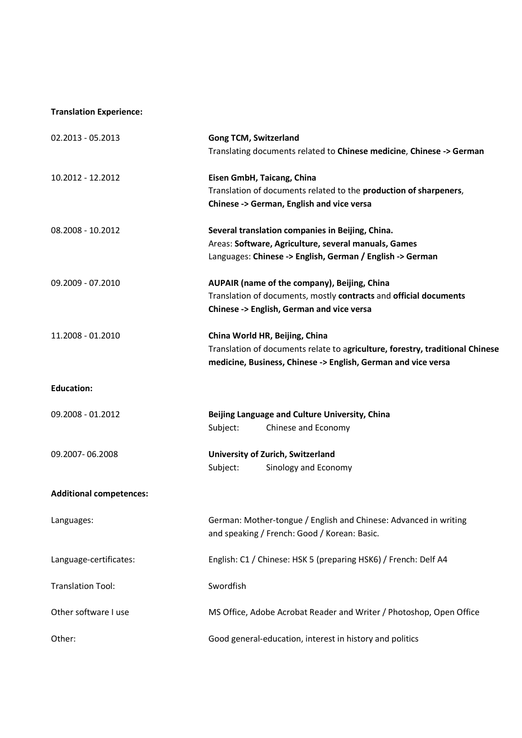**Translation Experience:**

| | |
|---|---|
| 02.2013 - 05.2013 | **Gong TCM, Switzerland**<br>Translating documents related to **Chinese medicine**, **Chinese -> German** |
| 10.2012 - 12.2012 | **Eisen GmbH, Taicang, China**<br>Translation of documents related to the **production of sharpeners**, **Chinese -> German, English and vice versa** |
| 08.2008 - 10.2012 | **Several translation companies in Beijing, China.**<br>Areas: **Software, Agriculture, several manuals, Games**<br>Languages: **Chinese -> English, German / English -> German** |
| 09.2009 - 07.2010 | **AUPAIR (name of the company), Beijing, China**<br>Translation of documents, mostly **contracts** and **official documents** **Chinese -> English, German and vice versa** |
| 11.2008 - 01.2010 | **China World HR, Beijing, China**<br>Translation of documents relate to a**griculture, forestry, traditional Chinese medicine, Business, Chinese -> English, German and vice versa** |

**Education:**

| | |
|---|---|
| 09.2008 - 01.2012 | **Beijing Language and Culture University, China**<br>Subject: Chinese and Economy |
| 09.2007- 06.2008 | **University of Zurich, Switzerland**<br>Subject: Sinology and Economy |

**Additional competences:**

| | |
|---|---|
| Languages: | German: Mother-tongue / English and Chinese: Advanced in writing and speaking / French: Good / Korean: Basic. |
| Language-certificates: | English: C1 / Chinese: HSK 5 (preparing HSK6) / French: Delf A4 |
| Translation Tool: | Swordfish |
| Other software I use | MS Office, Adobe Acrobat Reader and Writer / Photoshop, Open Office |
| Other: | Good general-education, interest in history and politics |